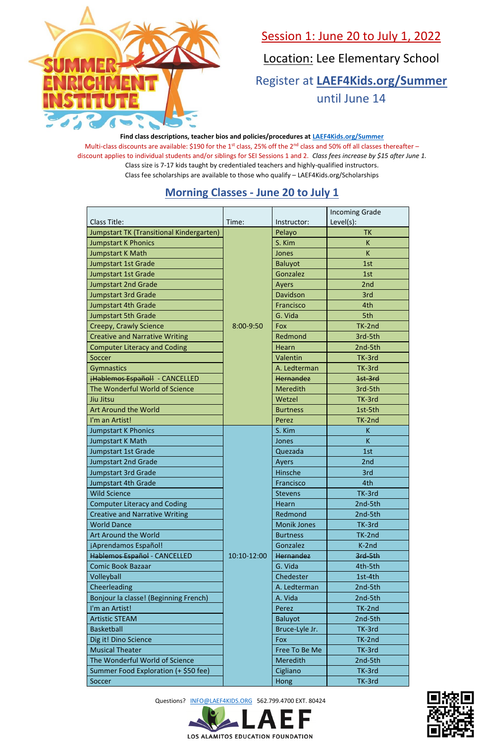# SUMMER ENRICHMENT INSTITUTE

## Session 1: June 20 to July 1, 2022

Location: Lee Elementary School

Register at **LAEF4Kids.org/Summer** until June 14

**Find class descriptions, teacher bios and policies/procedures at LAEF4Kids.org/Summer**

Multi-class discounts are available: $190 for the 1st class, 25% off the 2nd class and 50% off all classes thereafter – discount applies to individual students and/or siblings for SEI Sessions 1 and 2. *Class fees increase by $15 after June 1.*

Class size is 7-17 kids taught by credentialed teachers and highly-qualified instructors.

Class fee scholarships are available to those who qualify – LAEF4Kids.org/Scholarships

## Morning Classes - June 20 to July 1

| Class Title: | Time: | Instructor: | Incoming Grade Level(s): |
|---|---|---|---|
| Jumpstart TK (Transitional Kindergarten) | 8:00-9:50 | Pelayo | TK |
| Jumpstart K Phonics | 8:00-9:50 | S. Kim | K |
| Jumpstart K Math | 8:00-9:50 | Jones | K |
| Jumpstart 1st Grade | 8:00-9:50 | Baluyot | 1st |
| Jumpstart 1st Grade | 8:00-9:50 | Gonzalez | 1st |
| Jumpstart 2nd Grade | 8:00-9:50 | Ayers | 2nd |
| Jumpstart 3rd Grade | 8:00-9:50 | Davidson | 3rd |
| Jumpstart 4th Grade | 8:00-9:50 | Francisco | 4th |
| Jumpstart 5th Grade | 8:00-9:50 | G. Vida | 5th |
| Creepy, Crawly Science | 8:00-9:50 | Fox | TK-2nd |
| Creative and Narrative Writing | 8:00-9:50 | Redmond | 3rd-5th |
| Computer Literacy and Coding | 8:00-9:50 | Hearn | 2nd-5th |
| Soccer | 8:00-9:50 | Valentin | TK-3rd |
| Gymnastics | 8:00-9:50 | A. Ledterman | TK-3rd |
| ~~¡Hablemos Español!~~ - CANCELLED | 8:00-9:50 | ~~Hernandez~~ | ~~1st-3rd~~ |
| The Wonderful World of Science | 8:00-9:50 | Meredith | 3rd-5th |
| Jiu Jitsu | 8:00-9:50 | Wetzel | TK-3rd |
| Art Around the World | 8:00-9:50 | Burtness | 1st-5th |
| I'm an Artist! | 8:00-9:50 | Perez | TK-2nd |
| Jumpstart K Phonics | 10:10-12:00 | S. Kim | K |
| Jumpstart K Math | 10:10-12:00 | Jones | K |
| Jumpstart 1st Grade | 10:10-12:00 | Quezada | 1st |
| Jumpstart 2nd Grade | 10:10-12:00 | Ayers | 2nd |
| Jumpstart 3rd Grade | 10:10-12:00 | Hinsche | 3rd |
| Jumpstart 4th Grade | 10:10-12:00 | Francisco | 4th |
| Wild Science | 10:10-12:00 | Stevens | TK-3rd |
| Computer Literacy and Coding | 10:10-12:00 | Hearn | 2nd-5th |
| Creative and Narrative Writing | 10:10-12:00 | Redmond | 2nd-5th |
| World Dance | 10:10-12:00 | Monik Jones | TK-3rd |
| Art Around the World | 10:10-12:00 | Burtness | TK-2nd |
| ¡Aprendamos Español! | 10:10-12:00 | Gonzalez | K-2nd |
| ~~Hablemos Español~~ - CANCELLED | 10:10-12:00 | ~~Hernandez~~ | ~~3rd-5th~~ |
| Comic Book Bazaar | 10:10-12:00 | G. Vida | 4th-5th |
| Volleyball | 10:10-12:00 | Chedester | 1st-4th |
| Cheerleading | 10:10-12:00 | A. Ledterman | 2nd-5th |
| Bonjour la classe! (Beginning French) | 10:10-12:00 | A. Vida | 2nd-5th |
| I'm an Artist! | 10:10-12:00 | Perez | TK-2nd |
| Artistic STEAM | 10:10-12:00 | Baluyot | 2nd-5th |
| Basketball | 10:10-12:00 | Bruce-Lyle Jr. | TK-3rd |
| Dig it! Dino Science | 10:10-12:00 | Fox | TK-2nd |
| Musical Theater | 10:10-12:00 | Free To Be Me | TK-3rd |
| The Wonderful World of Science | 10:10-12:00 | Meredith | 2nd-5th |
| Summer Food Exploration (+ $50 fee) | 10:10-12:00 | Cigliano | TK-3rd |
| Soccer | 10:10-12:00 | Hong | TK-3rd |

Questions? INFO@LAEF4KIDS.ORG 562.799.4700 EXT. 80424

LAEF
LOS ALAMITOS EDUCATION FOUNDATION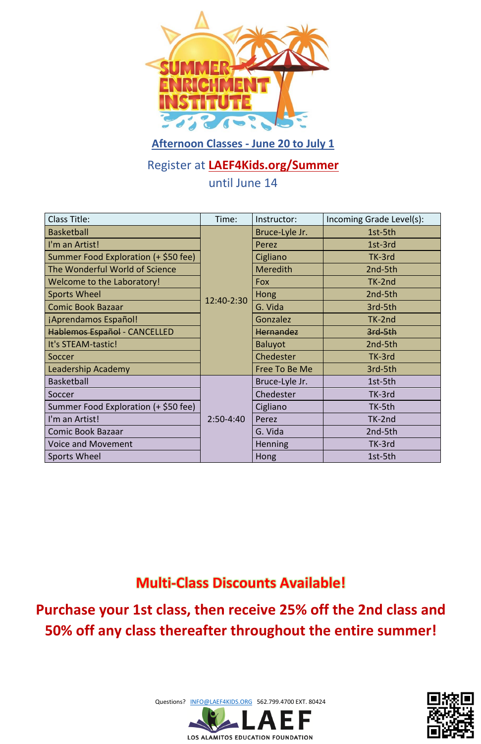# SUMMER ENRICHMENT INSTITUTE

## Afternoon Classes - June 20 to July 1

Register at **LAEF4Kids.org/Summer**

until June 14

| Class Title: | Time: | Instructor: | Incoming Grade Level(s): |
|---|---|---|---|
| Basketball | 12:40-2:30 | Bruce-Lyle Jr. | 1st-5th |
| I'm an Artist! | | Perez | 1st-3rd |
| Summer Food Exploration (+ $50 fee) | | Cigliano | TK-3rd |
| The Wonderful World of Science | | Meredith | 2nd-5th |
| Welcome to the Laboratory! | | Fox | TK-2nd |
| Sports Wheel | | Hong | 2nd-5th |
| Comic Book Bazaar | | G. Vida | 3rd-5th |
| ¡Aprendamos Español! | | Gonzalez | TK-2nd |
| ~~Hablemos Español~~ - CANCELLED | | ~~Hernandez~~ | ~~3rd-5th~~ |
| It's STEAM-tastic! | | Baluyot | 2nd-5th |
| Soccer | | Chedester | TK-3rd |
| Leadership Academy | | Free To Be Me | 3rd-5th |
| Basketball | 2:50-4:40 | Bruce-Lyle Jr. | 1st-5th |
| Soccer | | Chedester | TK-3rd |
| Summer Food Exploration (+ $50 fee) | | Cigliano | TK-5th |
| I'm an Artist! | | Perez | TK-2nd |
| Comic Book Bazaar | | G. Vida | 2nd-5th |
| Voice and Movement | | Henning | TK-3rd |
| Sports Wheel | | Hong | 1st-5th |

## Multi-Class Discounts Available!

**Purchase your 1st class, then receive 25% off the 2nd class and 50% off any class thereafter throughout the entire summer!**

Questions? INFO@LAEF4KIDS.ORG 562.799.4700 EXT. 80424

LAEF
LOS ALAMITOS EDUCATION FOUNDATION